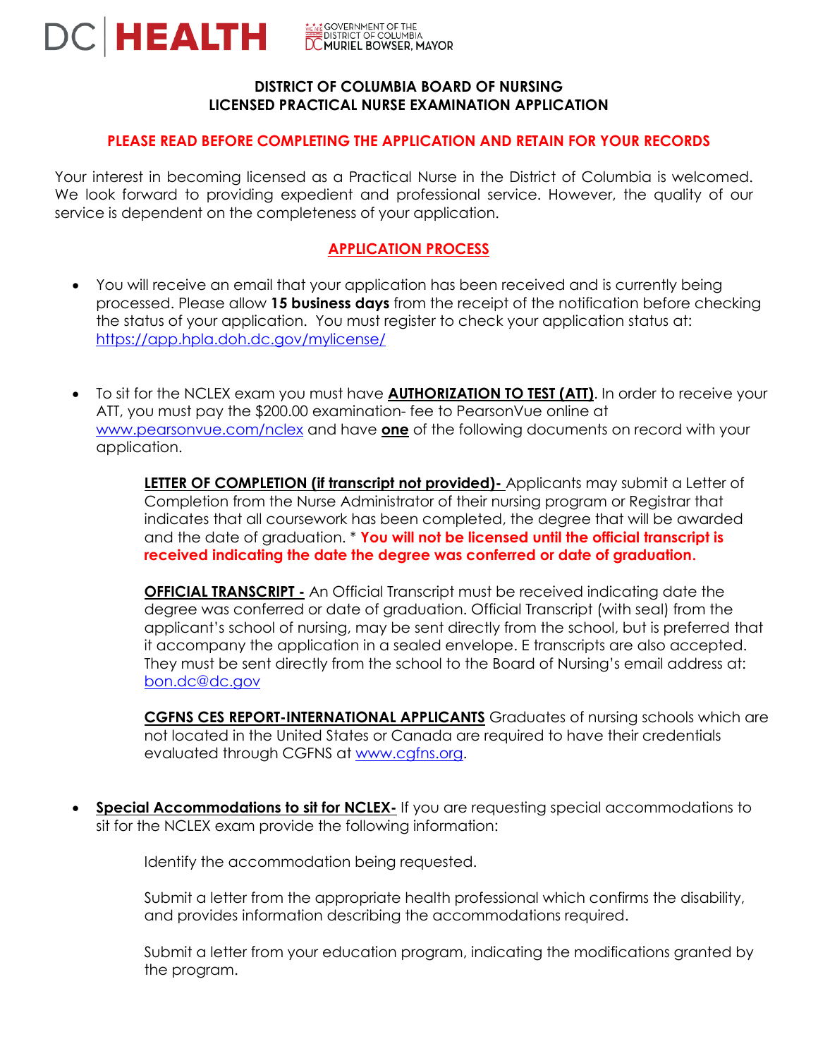DC | HEALTH GOVERNMENT OF THE DISTRICT OF COLUMBIA MURIEL BOWSER, MAYOR

# DISTRICT OF COLUMBIA BOARD OF NURSING
# LICENSED PRACTICAL NURSE EXAMINATION APPLICATION

**PLEASE READ BEFORE COMPLETING THE APPLICATION AND RETAIN FOR YOUR RECORDS**

Your interest in becoming licensed as a Practical Nurse in the District of Columbia is welcomed. We look forward to providing expedient and professional service. However, the quality of our service is dependent on the completeness of your application.

## APPLICATION PROCESS

- You will receive an email that your application has been received and is currently being processed. Please allow **15 business days** from the receipt of the notification before checking the status of your application. You must register to check your application status at: https://app.hpla.doh.dc.gov/mylicense/

- To sit for the NCLEX exam you must have **AUTHORIZATION TO TEST (ATT)**. In order to receive your ATT, you must pay the $200.00 examination- fee to PearsonVue online at www.pearsonvue.com/nclex and have **one** of the following documents on record with your application.

  **LETTER OF COMPLETION (if transcript not provided)-** Applicants may submit a Letter of Completion from the Nurse Administrator of their nursing program or Registrar that indicates that all coursework has been completed, the degree that will be awarded and the date of graduation. * **You will not be licensed until the official transcript is received indicating the date the degree was conferred or date of graduation.**

  **OFFICIAL TRANSCRIPT -** An Official Transcript must be received indicating date the degree was conferred or date of graduation. Official Transcript (with seal) from the applicant's school of nursing, may be sent directly from the school, but is preferred that it accompany the application in a sealed envelope. E transcripts are also accepted. They must be sent directly from the school to the Board of Nursing's email address at: bon.dc@dc.gov

  **CGFNS CES REPORT-INTERNATIONAL APPLICANTS** Graduates of nursing schools which are not located in the United States or Canada are required to have their credentials evaluated through CGFNS at www.cgfns.org.

- **Special Accommodations to sit for NCLEX-** If you are requesting special accommodations to sit for the NCLEX exam provide the following information:

  Identify the accommodation being requested.

  Submit a letter from the appropriate health professional which confirms the disability, and provides information describing the accommodations required.

  Submit a letter from your education program, indicating the modifications granted by the program.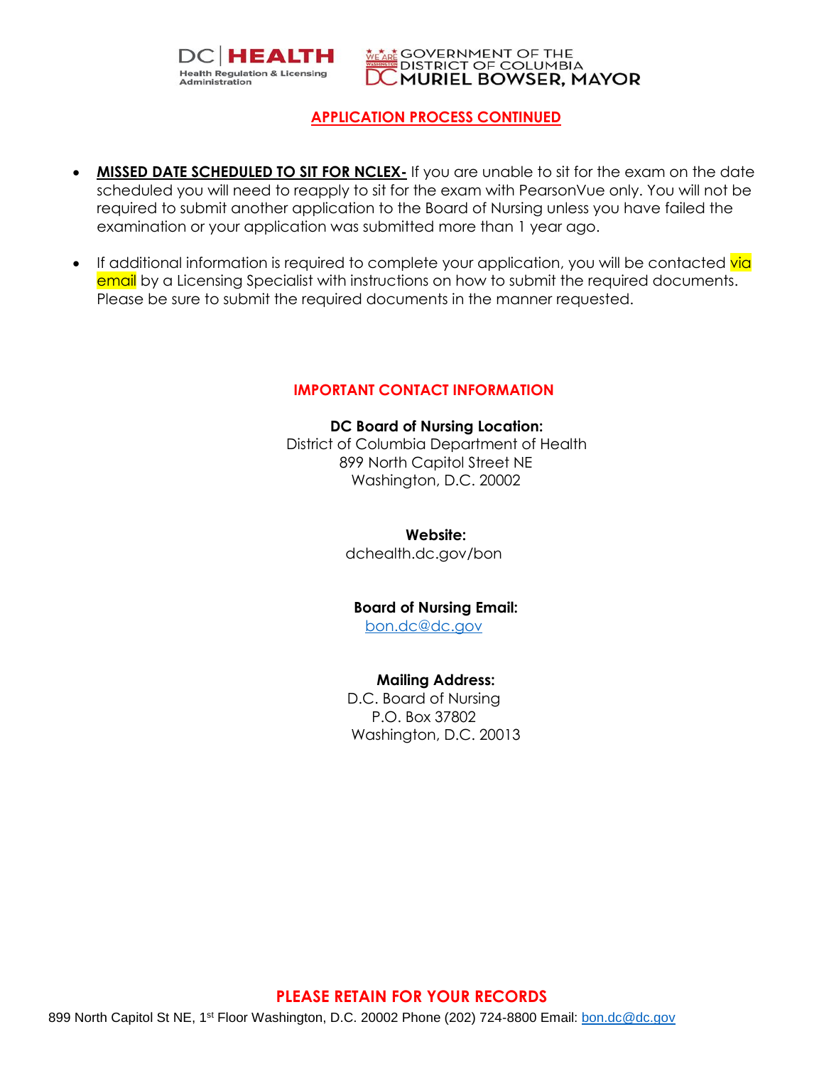## APPLICATION PROCESS CONTINUED

- **MISSED DATE SCHEDULED TO SIT FOR NCLEX-** If you are unable to sit for the exam on the date scheduled you will need to reapply to sit for the exam with PearsonVue only. You will not be required to submit another application to the Board of Nursing unless you have failed the examination or your application was submitted more than 1 year ago.

- If additional information is required to complete your application, you will be contacted via email by a Licensing Specialist with instructions on how to submit the required documents. Please be sure to submit the required documents in the manner requested.

## IMPORTANT CONTACT INFORMATION

**DC Board of Nursing Location:**
District of Columbia Department of Health
899 North Capitol Street NE
Washington, D.C. 20002

**Website:**
dchealth.dc.gov/bon

**Board of Nursing Email:**
bon.dc@dc.gov

**Mailing Address:**
D.C. Board of Nursing
P.O. Box 37802
Washington, D.C. 20013

**PLEASE RETAIN FOR YOUR RECORDS**

899 North Capitol St NE, 1st Floor Washington, D.C. 20002 Phone (202) 724-8800 Email: bon.dc@dc.gov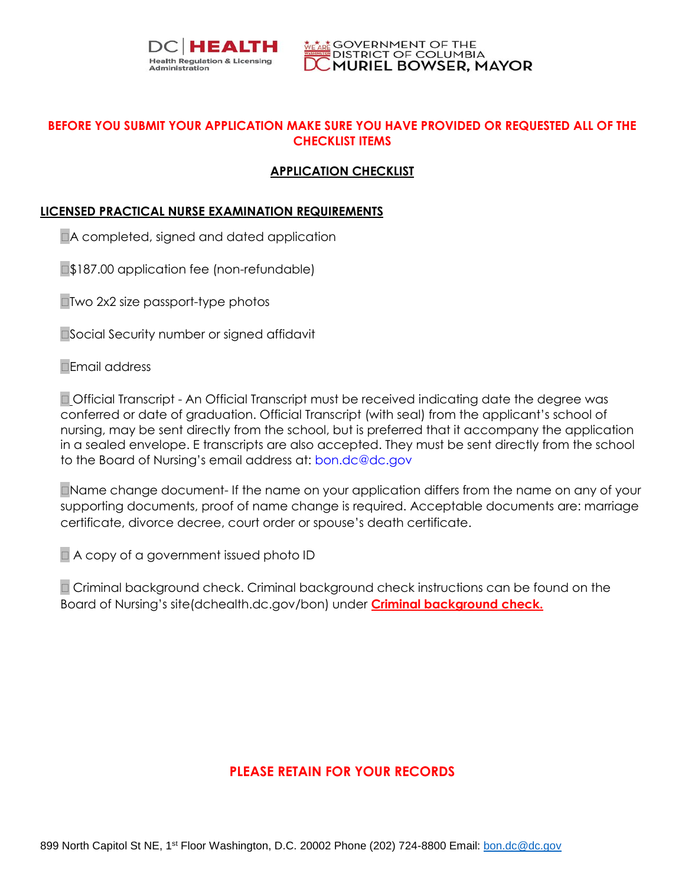DC | HEALTH
Health Regulation & Licensing Administration

GOVERNMENT OF THE DISTRICT OF COLUMBIA
MURIEL BOWSER, MAYOR

**BEFORE YOU SUBMIT YOUR APPLICATION MAKE SURE YOU HAVE PROVIDED OR REQUESTED ALL OF THE CHECKLIST ITEMS**

## APPLICATION CHECKLIST

### LICENSED PRACTICAL NURSE EXAMINATION REQUIREMENTS

- ☐ A completed, signed and dated application
- ☐ $187.00 application fee (non-refundable)
- ☐ Two 2x2 size passport-type photos
- ☐ Social Security number or signed affidavit
- ☐ Email address
- ☐ Official Transcript - An Official Transcript must be received indicating date the degree was conferred or date of graduation. Official Transcript (with seal) from the applicant's school of nursing, may be sent directly from the school, but is preferred that it accompany the application in a sealed envelope. E transcripts are also accepted. They must be sent directly from the school to the Board of Nursing's email address at: bon.dc@dc.gov
- ☐ Name change document- If the name on your application differs from the name on any of your supporting documents, proof of name change is required. Acceptable documents are: marriage certificate, divorce decree, court order or spouse's death certificate.
- ☐ A copy of a government issued photo ID
- ☐ Criminal background check. Criminal background check instructions can be found on the Board of Nursing's site(dchealth.dc.gov/bon) under **Criminal background check.**

**PLEASE RETAIN FOR YOUR RECORDS**

899 North Capitol St NE, 1st Floor Washington, D.C. 20002 Phone (202) 724-8800 Email: bon.dc@dc.gov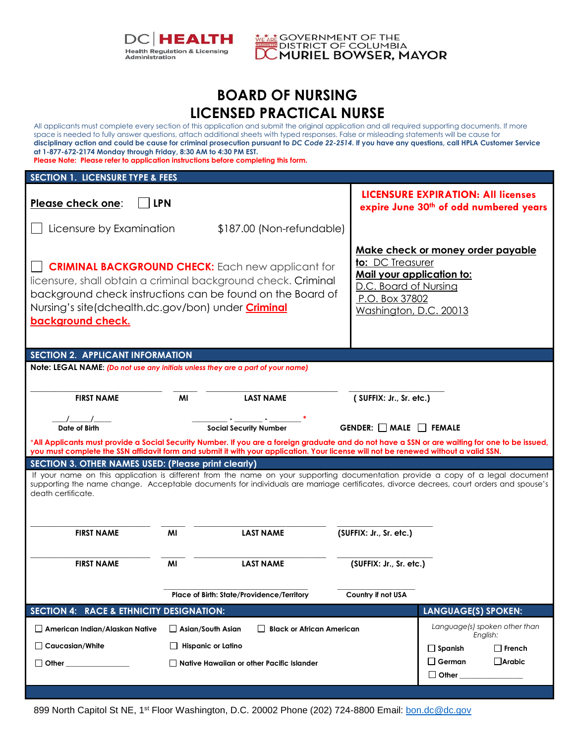DC | HEALTH
Health Regulation & Licensing Administration

GOVERNMENT OF THE DISTRICT OF COLUMBIA
MURIEL BOWSER, MAYOR

# BOARD OF NURSING
# LICENSED PRACTICAL NURSE

All applicants must complete every section of this application and submit the original application and all required supporting documents. If more space is needed to fully answer questions, attach additional sheets with typed responses. False or misleading statements will be cause for **disciplinary action and could be cause for criminal prosecution pursuant to *DC Code 22-2514*. If you have any questions, call HPLA Customer Service at 1-877-672-2174 Monday through Friday, 8:30 AM to 4:30 PM EST.**

**Please Note: Please refer to application instructions before completing this form.**

## SECTION 1. LICENSURE TYPE & FEES

**Please check one**: ☐ **LPN**

☐ Licensure by Examination $187.00 (Non-refundable)

☐ **CRIMINAL BACKGROUND CHECK:** Each new applicant for licensure, shall obtain a criminal background check. Criminal background check instructions can be found on the Board of Nursing's site(dchealth.dc.gov/bon) under **Criminal background check.**

**LICENSURE EXPIRATION: All licenses expire June 30th of odd numbered years**

**Make check or money order payable to:** DC Treasurer
**Mail your application to:**
D.C. Board of Nursing
P.O. Box 37802
Washington, D.C. 20013

## SECTION 2. APPLICANT INFORMATION

**Note: LEGAL NAME:** *(Do not use any initials unless they are a part of your name)*

| FIRST NAME | MI | LAST NAME | ( SUFFIX: Jr., Sr. etc.) |
|---|---|---|---|
| | | | |

___/___/___ Date of Birth

_____ - _____ - _____ * Social Security Number

GENDER: ☐ MALE ☐ FEMALE

*All Applicants must provide a Social Security Number. If you are a foreign graduate and do not have a SSN or are waiting for one to be issued, you must complete the SSN affidavit form and submit it with your application. Your license will not be renewed without a valid SSN.

## SECTION 3. OTHER NAMES USED: (Please print clearly)

If your name on this application is different from the name on your supporting documentation provide a copy of a legal document supporting the name change. Acceptable documents for individuals are marriage certificates, divorce decrees, court orders and spouse's death certificate.

| FIRST NAME | MI | LAST NAME | (SUFFIX: Jr., Sr. etc.) |
|---|---|---|---|
| | | | |
| | | | |

_______________ Place of Birth: State/Providence/Territory

_______________ Country if not USA

## SECTION 4: RACE & ETHNICITY DESIGNATION:

☐ American Indian/Alaskan Native ☐ Asian/South Asian ☐ Black or African American

☐ Caucasian/White ☐ Hispanic or Latino

☐ Other _______________ ☐ Native Hawaiian or other Pacific Islander

## LANGUAGE(S) SPOKEN:

*Language(s) spoken other than English:*

☐ Spanish ☐ French

☐ German ☐ Arabic

☐ Other _______________

899 North Capitol St NE, 1st Floor Washington, D.C. 20002 Phone (202) 724-8800 Email: bon.dc@dc.gov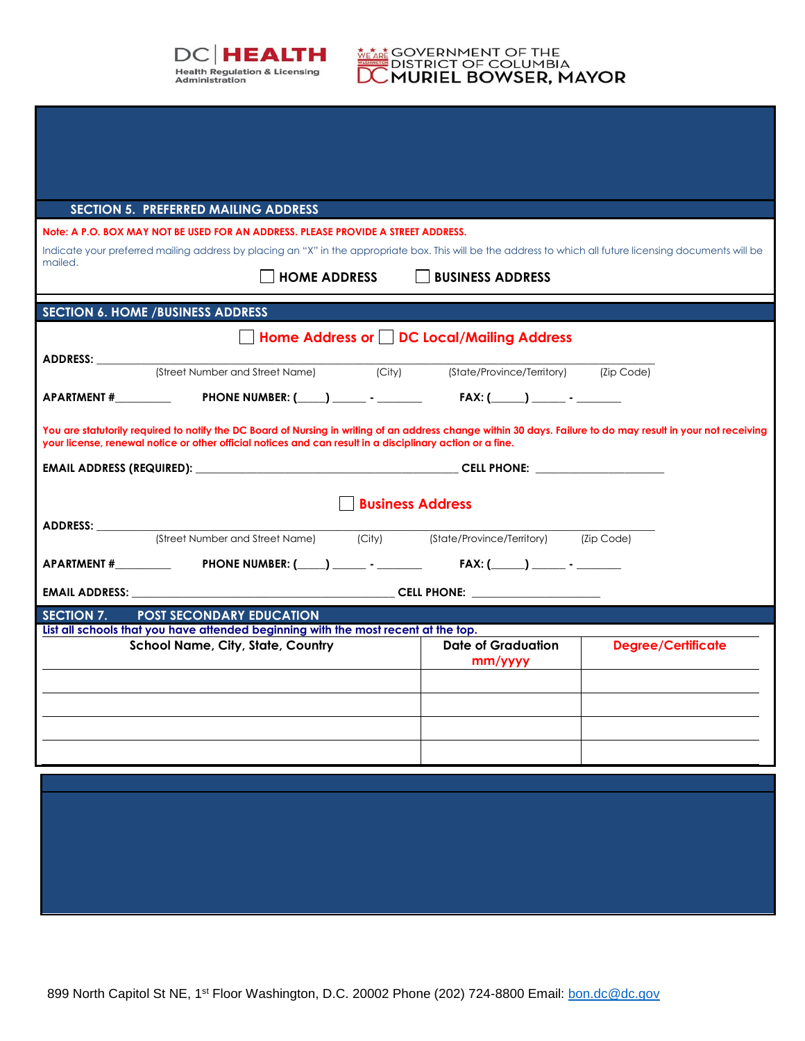DC | HEALTH
Health Regulation & Licensing Administration

GOVERNMENT OF THE DISTRICT OF COLUMBIA
MURIEL BOWSER, MAYOR

## SECTION 5. PREFERRED MAILING ADDRESS

**Note: A P.O. BOX MAY NOT BE USED FOR AN ADDRESS. PLEASE PROVIDE A STREET ADDRESS.**

Indicate your preferred mailing address by placing an "X" in the appropriate box. This will be the address to which all future licensing documents will be mailed.

☐ **HOME ADDRESS** ☐ **BUSINESS ADDRESS**

## SECTION 6. HOME /BUSINESS ADDRESS

☐ **Home Address or** ☐ **DC Local/Mailing Address**

**ADDRESS:** ________________________________________________
(Street Number and Street Name) (City) (State/Province/Territory) (Zip Code)

**APARTMENT #**_________ **PHONE NUMBER: (____)** _____ - _______ **FAX: (_____)** _____ - _______

**You are statutorily required to notify the DC Board of Nursing in writing of an address change within 30 days. Failure to do may result in your not receiving your license, renewal notice or other official notices and can result in a disciplinary action or a fine.**

**EMAIL ADDRESS (REQUIRED):** ____________________________ **CELL PHONE:** ________________

☐ **Business Address**

**ADDRESS:** ________________________________________________
(Street Number and Street Name) (City) (State/Province/Territory) (Zip Code)

**APARTMENT #**_________ **PHONE NUMBER: (____)** _____ - _______ **FAX: (_____)** _____ - _______

**EMAIL ADDRESS:** ____________________________ **CELL PHONE:** ________________

## SECTION 7. POST SECONDARY EDUCATION

List all schools that you have attended beginning with the most recent at the top.

| School Name, City, State, Country | Date of Graduation mm/yyyy | Degree/Certificate |
|---|---|---|
| | | |
| | | |
| | | |
| | | |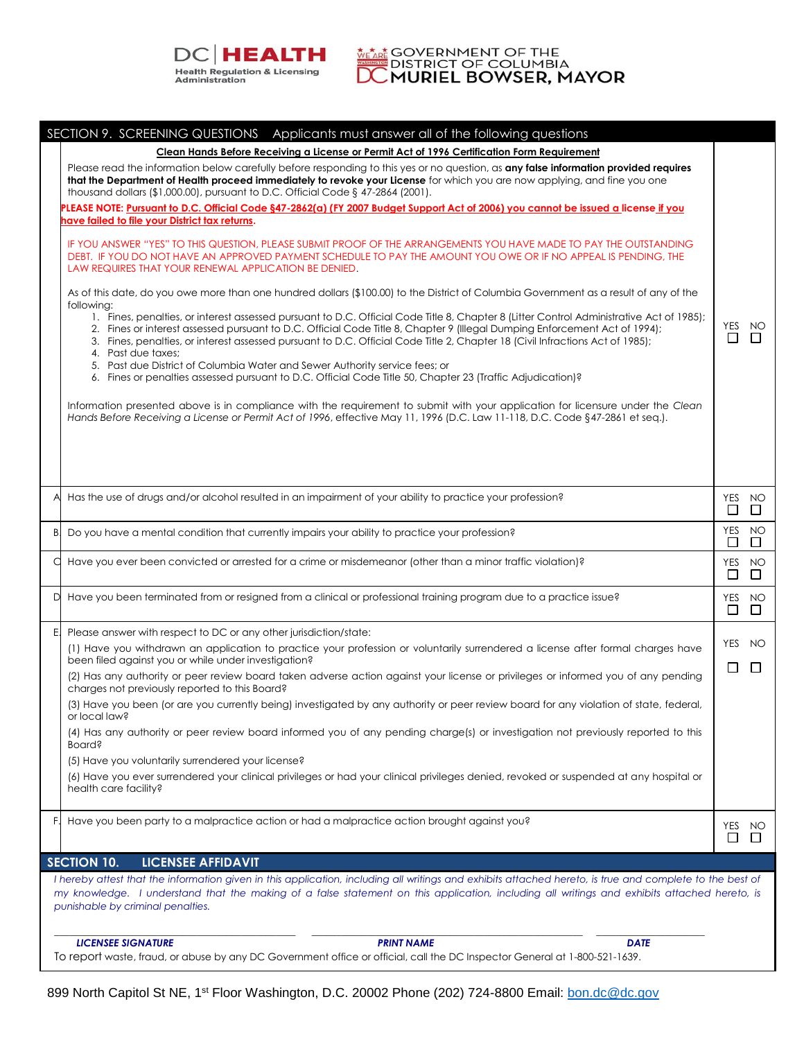DC | HEALTH
Health Regulation & Licensing Administration

GOVERNMENT OF THE DISTRICT OF COLUMBIA
MURIEL BOWSER, MAYOR

## SECTION 9. SCREENING QUESTIONS Applicants must answer all of the following questions

**Clean Hands Before Receiving a License or Permit Act of 1996 Certification Form Requirement**

Please read the information below carefully before responding to this yes or no question, as **any false information provided requires that the Department of Health proceed immediately to revoke your License** for which you are now applying, and fine you one thousand dollars ($1,000.00), pursuant to D.C. Official Code § 47-2864 (2001).

**PLEASE NOTE: Pursuant to D.C. Official Code §47-2862(a) (FY 2007 Budget Support Act of 2006) you cannot be issued a license if you have failed to file your District tax returns.**

IF YOU ANSWER "YES" TO THIS QUESTION, PLEASE SUBMIT PROOF OF THE ARRANGEMENTS YOU HAVE MADE TO PAY THE OUTSTANDING DEBT. IF YOU DO NOT HAVE AN APPROVED PAYMENT SCHEDULE TO PAY THE AMOUNT YOU OWE OR IF NO APPEAL IS PENDING, THE LAW REQUIRES THAT YOUR RENEWAL APPLICATION BE DENIED.

As of this date, do you owe more than one hundred dollars ($100.00) to the District of Columbia Government as a result of any of the following:

1. Fines, penalties, or interest assessed pursuant to D.C. Official Code Title 8, Chapter 8 (Litter Control Administrative Act of 1985);
2. Fines or interest assessed pursuant to D.C. Official Code Title 8, Chapter 9 (Illegal Dumping Enforcement Act of 1994);
3. Fines, penalties, or interest assessed pursuant to D.C. Official Code Title 2, Chapter 18 (Civil Infractions Act of 1985);
4. Past due taxes;
5. Past due District of Columbia Water and Sewer Authority service fees; or
6. Fines or penalties assessed pursuant to D.C. Official Code Title 50, Chapter 23 (Traffic Adjudication)?

YES ☐ NO ☐

Information presented above is in compliance with the requirement to submit with your application for licensure under the *Clean Hands Before Receiving a License or Permit Act of 1996*, effective May 11, 1996 (D.C. Law 11-118, D.C. Code §47-2861 et seq.).

| | Question | YES | NO |
|---|---|---|---|
| A | Has the use of drugs and/or alcohol resulted in an impairment of your ability to practice your profession? | ☐ | ☐ |
| B | Do you have a mental condition that currently impairs your ability to practice your profession? | ☐ | ☐ |
| C | Have you ever been convicted or arrested for a crime or misdemeanor (other than a minor traffic violation)? | ☐ | ☐ |
| D | Have you been terminated from or resigned from a clinical or professional training program due to a practice issue? | ☐ | ☐ |
| E | Please answer with respect to DC or any other jurisdiction/state:<br>(1) Have you withdrawn an application to practice your profession or voluntarily surrendered a license after formal charges have been filed against you or while under investigation?<br>(2) Has any authority or peer review board taken adverse action against your license or privileges or informed you of any pending charges not previously reported to this Board?<br>(3) Have you been (or are you currently being) investigated by any authority or peer review board for any violation of state, federal, or local law?<br>(4) Has any authority or peer review board informed you of any pending charge(s) or investigation not previously reported to this Board?<br>(5) Have you voluntarily surrendered your license?<br>(6) Have you ever surrendered your clinical privileges or had your clinical privileges denied, revoked or suspended at any hospital or health care facility? | ☐ | ☐ |
| F | Have you been party to a malpractice action or had a malpractice action brought against you? | ☐ | ☐ |

## SECTION 10. LICENSEE AFFIDAVIT

*I hereby attest that the information given in this application, including all writings and exhibits attached hereto, is true and complete to the best of my knowledge. I understand that the making of a false statement on this application, including all writings and exhibits attached hereto, is punishable by criminal penalties.*

| ______________________ | ______________________ | ______________ |
|---|---|---|
| ***LICENSEE SIGNATURE*** | ***PRINT NAME*** | ***DATE*** |

To report waste, fraud, or abuse by any DC Government office or official, call the DC Inspector General at 1-800-521-1639.

899 North Capitol St NE, 1st Floor Washington, D.C. 20002 Phone (202) 724-8800 Email: bon.dc@dc.gov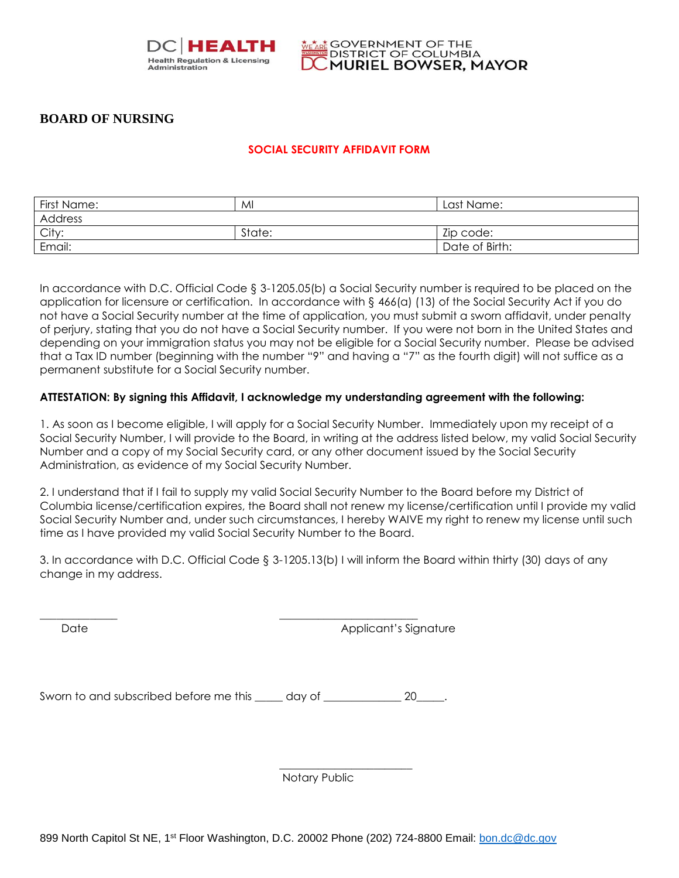DC | HEALTH
Health Regulation & Licensing Administration

GOVERNMENT OF THE DISTRICT OF COLUMBIA
MURIEL BOWSER, MAYOR

## BOARD OF NURSING

### SOCIAL SECURITY AFFIDAVIT FORM

| | | |
|---|---|---|
| First Name: | MI | Last Name: |
| Address | | |
| City: | State: | Zip code: |
| Email: | | Date of Birth: |

In accordance with D.C. Official Code § 3-1205.05(b) a Social Security number is required to be placed on the application for licensure or certification. In accordance with § 466(a) (13) of the Social Security Act if you do not have a Social Security number at the time of application, you must submit a sworn affidavit, under penalty of perjury, stating that you do not have a Social Security number. If you were not born in the United States and depending on your immigration status you may not be eligible for a Social Security number. Please be advised that a Tax ID number (beginning with the number "9" and having a "7" as the fourth digit) will not suffice as a permanent substitute for a Social Security number.

**ATTESTATION: By signing this Affidavit, I acknowledge my understanding agreement with the following:**

1. As soon as I become eligible, I will apply for a Social Security Number. Immediately upon my receipt of a Social Security Number, I will provide to the Board, in writing at the address listed below, my valid Social Security Number and a copy of my Social Security card, or any other document issued by the Social Security Administration, as evidence of my Social Security Number.

2. I understand that if I fail to supply my valid Social Security Number to the Board before my District of Columbia license/certification expires, the Board shall not renew my license/certification until I provide my valid Social Security Number and, under such circumstances, I hereby WAIVE my right to renew my license until such time as I have provided my valid Social Security Number to the Board.

3. In accordance with D.C. Official Code § 3-1205.13(b) I will inform the Board within thirty (30) days of any change in my address.

______________ ________________________

Date Applicant's Signature

Sworn to and subscribed before me this _____ day of _____________ 20_____.

________________________

Notary Public

899 North Capitol St NE, 1st Floor Washington, D.C. 20002 Phone (202) 724-8800 Email: bon.dc@dc.gov